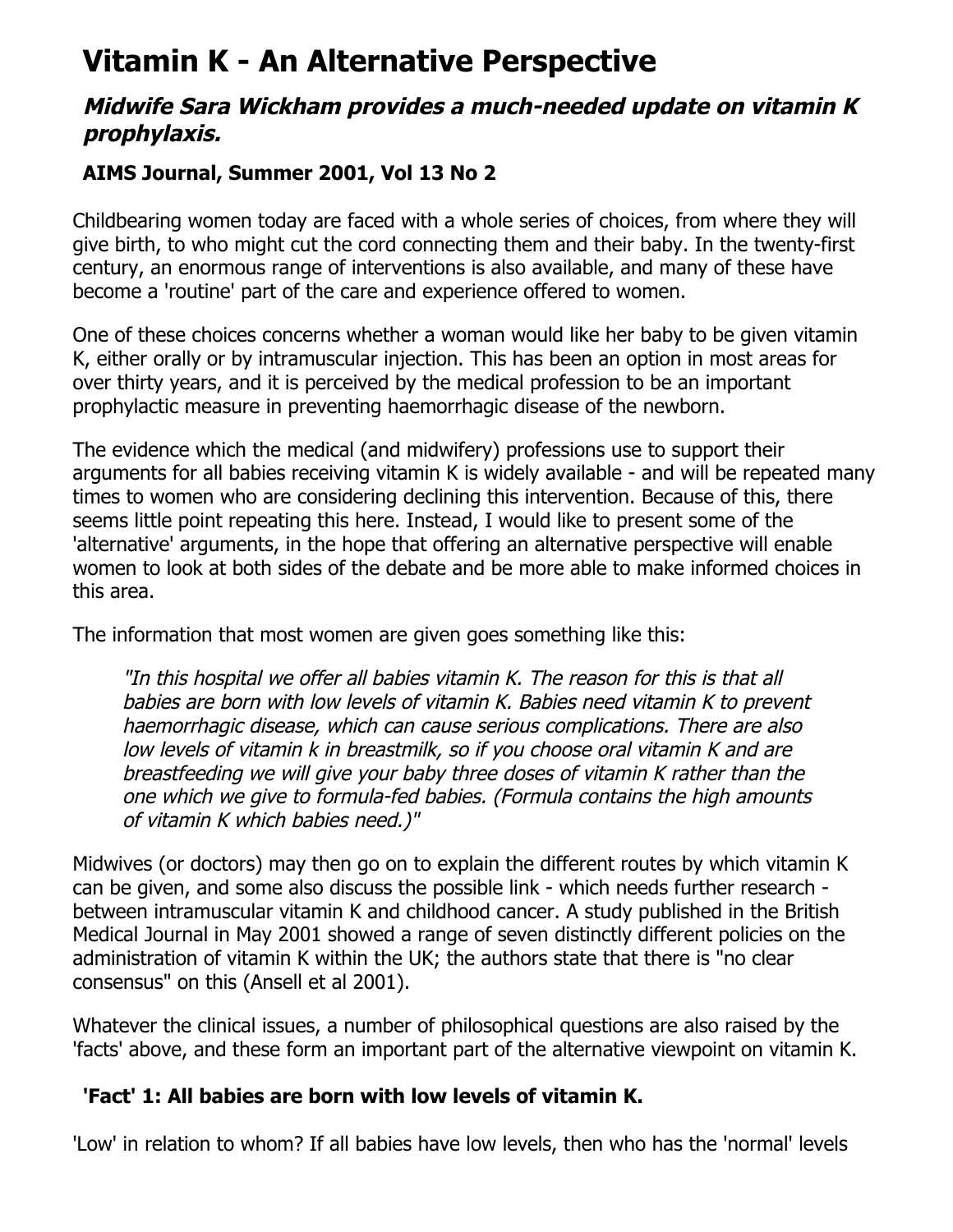# Vitamin K - An Alternative Perspective

## *Midwife Sara Wickham provides a much-needed update on vitamin K prophylaxis.*

### AIMS Journal, Summer 2001, Vol 13 No 2

Childbearing women today are faced with a whole series of choices, from where they will give birth, to who might cut the cord connecting them and their baby. In the twenty-first century, an enormous range of interventions is also available, and many of these have become a 'routine' part of the care and experience offered to women.

One of these choices concerns whether a woman would like her baby to be given vitamin K, either orally or by intramuscular injection. This has been an option in most areas for over thirty years, and it is perceived by the medical profession to be an important prophylactic measure in preventing haemorrhagic disease of the newborn.

The evidence which the medical (and midwifery) professions use to support their arguments for all babies receiving vitamin K is widely available - and will be repeated many times to women who are considering declining this intervention. Because of this, there seems little point repeating this here. Instead, I would like to present some of the 'alternative' arguments, in the hope that offering an alternative perspective will enable women to look at both sides of the debate and be more able to make informed choices in this area.

The information that most women are given goes something like this:

> *"In this hospital we offer all babies vitamin K. The reason for this is that all babies are born with low levels of vitamin K. Babies need vitamin K to prevent haemorrhagic disease, which can cause serious complications. There are also low levels of vitamin k in breastmilk, so if you choose oral vitamin K and are breastfeeding we will give your baby three doses of vitamin K rather than the one which we give to formula-fed babies. (Formula contains the high amounts of vitamin K which babies need.)"*

Midwives (or doctors) may then go on to explain the different routes by which vitamin K can be given, and some also discuss the possible link - which needs further research - between intramuscular vitamin K and childhood cancer. A study published in the British Medical Journal in May 2001 showed a range of seven distinctly different policies on the administration of vitamin K within the UK; the authors state that there is "no clear consensus" on this (Ansell et al 2001).

Whatever the clinical issues, a number of philosophical questions are also raised by the 'facts' above, and these form an important part of the alternative viewpoint on vitamin K.

### 'Fact' 1: All babies are born with low levels of vitamin K.

'Low' in relation to whom? If all babies have low levels, then who has the 'normal' levels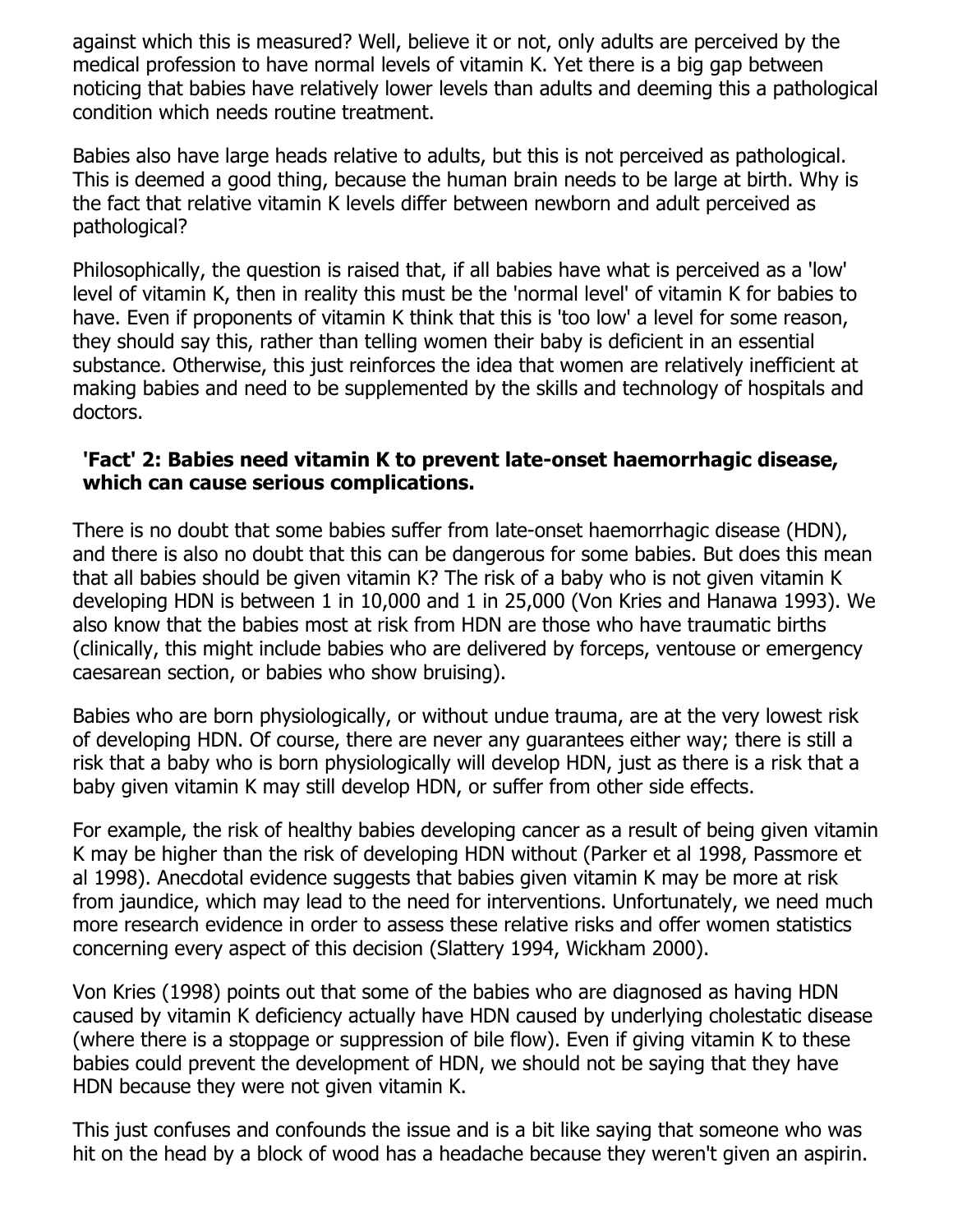against which this is measured? Well, believe it or not, only adults are perceived by the medical profession to have normal levels of vitamin K. Yet there is a big gap between noticing that babies have relatively lower levels than adults and deeming this a pathological condition which needs routine treatment.

Babies also have large heads relative to adults, but this is not perceived as pathological. This is deemed a good thing, because the human brain needs to be large at birth. Why is the fact that relative vitamin K levels differ between newborn and adult perceived as pathological?

Philosophically, the question is raised that, if all babies have what is perceived as a 'low' level of vitamin K, then in reality this must be the 'normal level' of vitamin K for babies to have. Even if proponents of vitamin K think that this is 'too low' a level for some reason, they should say this, rather than telling women their baby is deficient in an essential substance. Otherwise, this just reinforces the idea that women are relatively inefficient at making babies and need to be supplemented by the skills and technology of hospitals and doctors.

### 'Fact' 2: Babies need vitamin K to prevent late-onset haemorrhagic disease, which can cause serious complications.

There is no doubt that some babies suffer from late-onset haemorrhagic disease (HDN), and there is also no doubt that this can be dangerous for some babies. But does this mean that all babies should be given vitamin K? The risk of a baby who is not given vitamin K developing HDN is between 1 in 10,000 and 1 in 25,000 (Von Kries and Hanawa 1993). We also know that the babies most at risk from HDN are those who have traumatic births (clinically, this might include babies who are delivered by forceps, ventouse or emergency caesarean section, or babies who show bruising).

Babies who are born physiologically, or without undue trauma, are at the very lowest risk of developing HDN. Of course, there are never any guarantees either way; there is still a risk that a baby who is born physiologically will develop HDN, just as there is a risk that a baby given vitamin K may still develop HDN, or suffer from other side effects.

For example, the risk of healthy babies developing cancer as a result of being given vitamin K may be higher than the risk of developing HDN without (Parker et al 1998, Passmore et al 1998). Anecdotal evidence suggests that babies given vitamin K may be more at risk from jaundice, which may lead to the need for interventions. Unfortunately, we need much more research evidence in order to assess these relative risks and offer women statistics concerning every aspect of this decision (Slattery 1994, Wickham 2000).

Von Kries (1998) points out that some of the babies who are diagnosed as having HDN caused by vitamin K deficiency actually have HDN caused by underlying cholestatic disease (where there is a stoppage or suppression of bile flow). Even if giving vitamin K to these babies could prevent the development of HDN, we should not be saying that they have HDN because they were not given vitamin K.

This just confuses and confounds the issue and is a bit like saying that someone who was hit on the head by a block of wood has a headache because they weren't given an aspirin.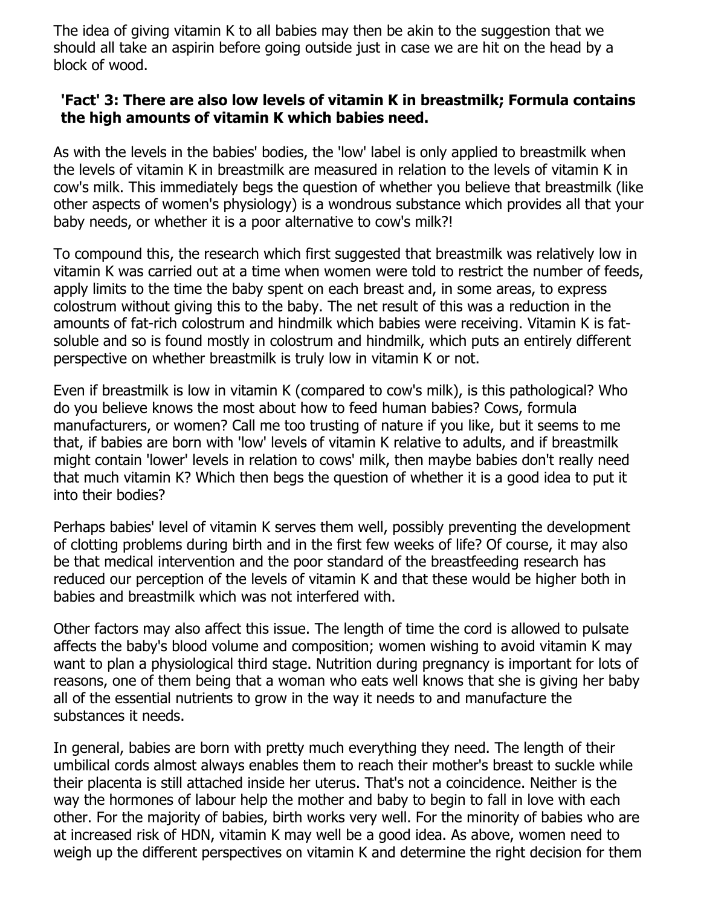The idea of giving vitamin K to all babies may then be akin to the suggestion that we should all take an aspirin before going outside just in case we are hit on the head by a block of wood.

**'Fact' 3: There are also low levels of vitamin K in breastmilk; Formula contains the high amounts of vitamin K which babies need.**

As with the levels in the babies' bodies, the 'low' label is only applied to breastmilk when the levels of vitamin K in breastmilk are measured in relation to the levels of vitamin K in cow's milk. This immediately begs the question of whether you believe that breastmilk (like other aspects of women's physiology) is a wondrous substance which provides all that your baby needs, or whether it is a poor alternative to cow's milk?!

To compound this, the research which first suggested that breastmilk was relatively low in vitamin K was carried out at a time when women were told to restrict the number of feeds, apply limits to the time the baby spent on each breast and, in some areas, to express colostrum without giving this to the baby. The net result of this was a reduction in the amounts of fat-rich colostrum and hindmilk which babies were receiving. Vitamin K is fat-soluble and so is found mostly in colostrum and hindmilk, which puts an entirely different perspective on whether breastmilk is truly low in vitamin K or not.

Even if breastmilk is low in vitamin K (compared to cow's milk), is this pathological? Who do you believe knows the most about how to feed human babies? Cows, formula manufacturers, or women? Call me too trusting of nature if you like, but it seems to me that, if babies are born with 'low' levels of vitamin K relative to adults, and if breastmilk might contain 'lower' levels in relation to cows' milk, then maybe babies don't really need that much vitamin K? Which then begs the question of whether it is a good idea to put it into their bodies?

Perhaps babies' level of vitamin K serves them well, possibly preventing the development of clotting problems during birth and in the first few weeks of life? Of course, it may also be that medical intervention and the poor standard of the breastfeeding research has reduced our perception of the levels of vitamin K and that these would be higher both in babies and breastmilk which was not interfered with.

Other factors may also affect this issue. The length of time the cord is allowed to pulsate affects the baby's blood volume and composition; women wishing to avoid vitamin K may want to plan a physiological third stage. Nutrition during pregnancy is important for lots of reasons, one of them being that a woman who eats well knows that she is giving her baby all of the essential nutrients to grow in the way it needs to and manufacture the substances it needs.

In general, babies are born with pretty much everything they need. The length of their umbilical cords almost always enables them to reach their mother's breast to suckle while their placenta is still attached inside her uterus. That's not a coincidence. Neither is the way the hormones of labour help the mother and baby to begin to fall in love with each other. For the majority of babies, birth works very well. For the minority of babies who are at increased risk of HDN, vitamin K may well be a good idea. As above, women need to weigh up the different perspectives on vitamin K and determine the right decision for them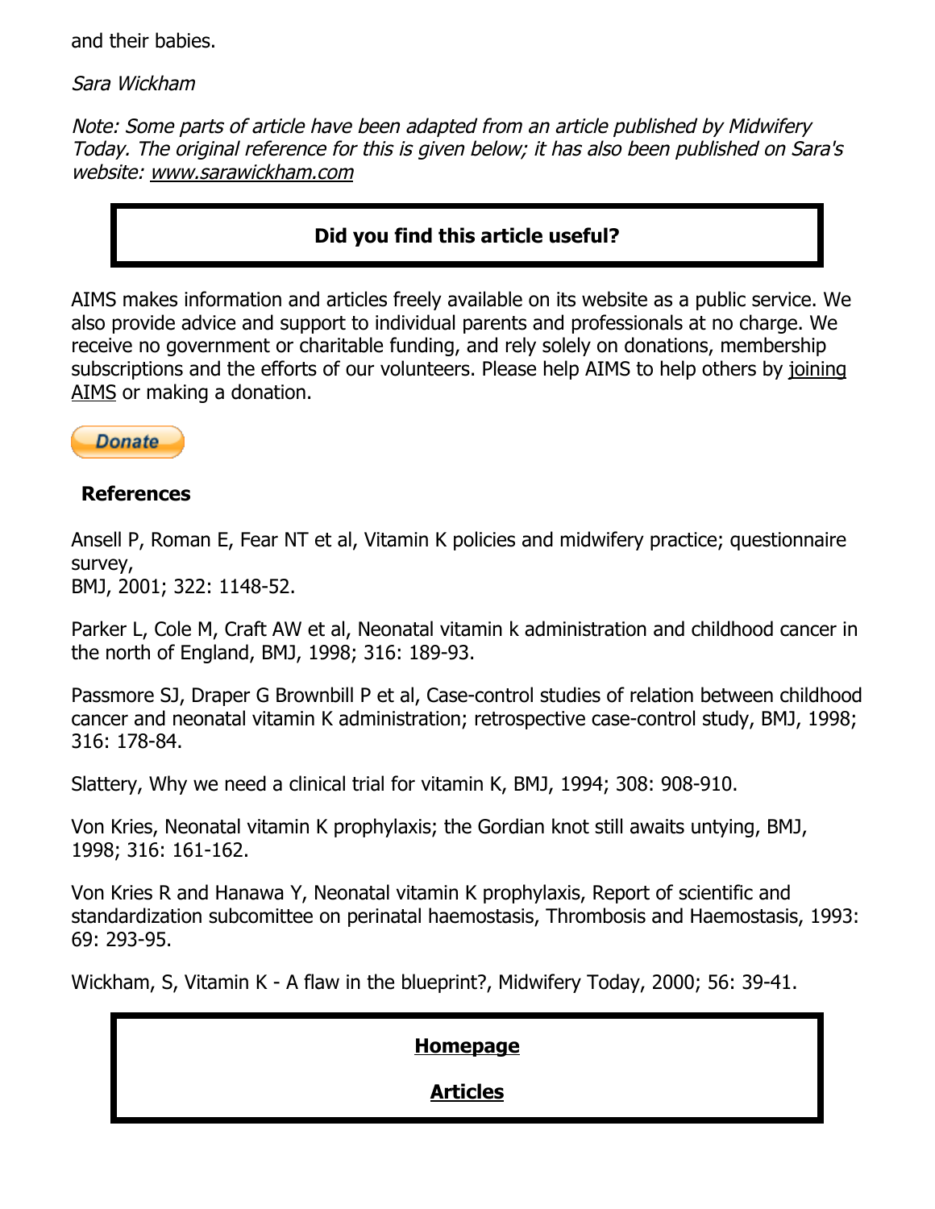and their babies.

*Sara Wickham*

*Note: Some parts of article have been adapted from an article published by Midwifery Today. The original reference for this is given below; it has also been published on Sara's website: www.sarawickham.com*

**Did you find this article useful?**

AIMS makes information and articles freely available on its website as a public service. We also provide advice and support to individual parents and professionals at no charge. We receive no government or charitable funding, and rely solely on donations, membership subscriptions and the efforts of our volunteers. Please help AIMS to help others by joining AIMS or making a donation.

Donate

**References**

Ansell P, Roman E, Fear NT et al, Vitamin K policies and midwifery practice; questionnaire survey,
BMJ, 2001; 322: 1148-52.

Parker L, Cole M, Craft AW et al, Neonatal vitamin k administration and childhood cancer in the north of England, BMJ, 1998; 316: 189-93.

Passmore SJ, Draper G Brownbill P et al, Case-control studies of relation between childhood cancer and neonatal vitamin K administration; retrospective case-control study, BMJ, 1998; 316: 178-84.

Slattery, Why we need a clinical trial for vitamin K, BMJ, 1994; 308: 908-910.

Von Kries, Neonatal vitamin K prophylaxis; the Gordian knot still awaits untying, BMJ, 1998; 316: 161-162.

Von Kries R and Hanawa Y, Neonatal vitamin K prophylaxis, Report of scientific and standardization subcomittee on perinatal haemostasis, Thrombosis and Haemostasis, 1993: 69: 293-95.

Wickham, S, Vitamin K - A flaw in the blueprint?, Midwifery Today, 2000; 56: 39-41.

**Homepage**

**Articles**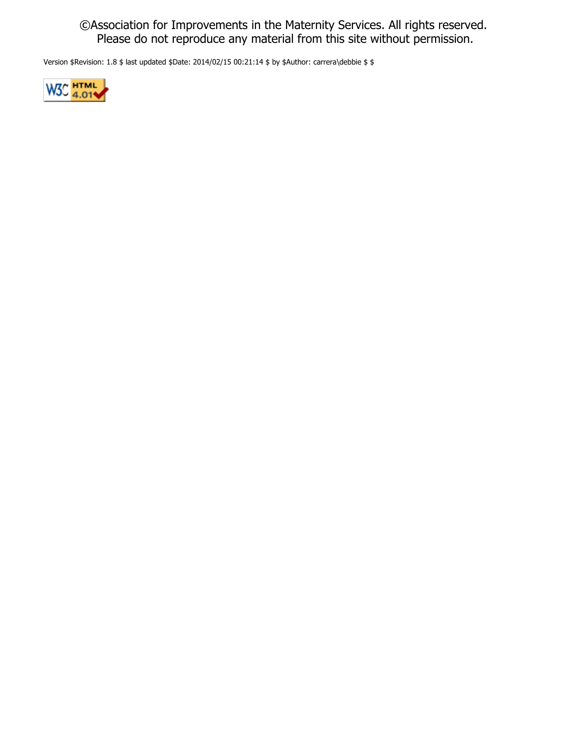©Association for Improvements in the Maternity Services. All rights reserved.
Please do not reproduce any material from this site without permission.

Version $Revision: 1.8 $ last updated $Date: 2014/02/15 00:21:14 $ by $Author: carrera\debbie $ $